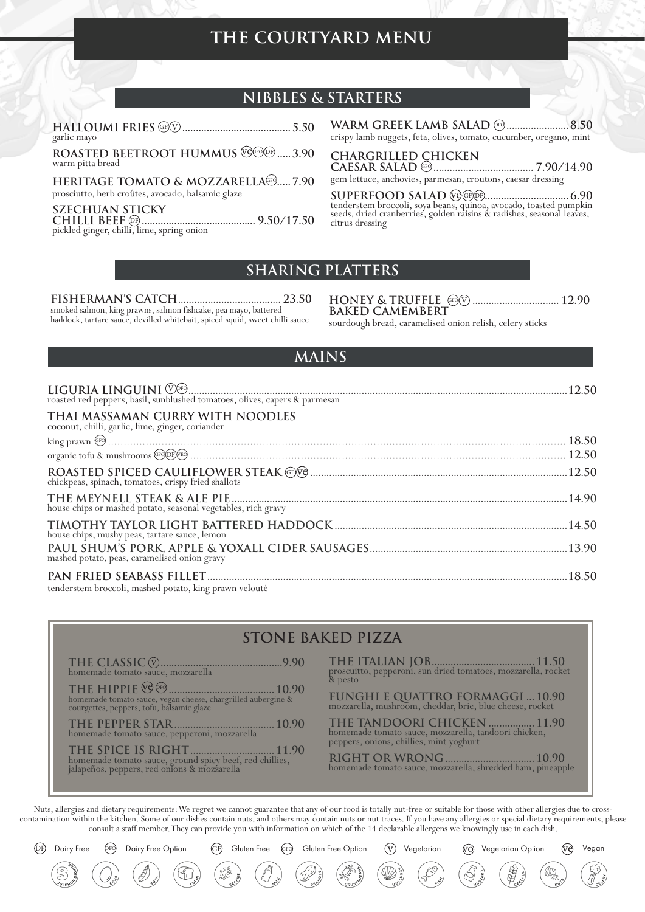# THE COURTYARD MENU

## NIBBLES & STARTERS

**HALLOUMI FRIES** (GF)(V) ........ 5.50
garlic mayo

**ROASTED BEETROOT HUMMUS** (VE)(GFO)(DF) ..... 3.90
warm pitta bread

**HERITAGE TOMATO & MOZZARELLA** (GFO) ..... 7.90
prosciutto, herb croûtes, avocado, balsamic glaze

**SZECHUAN STICKY CHILLI BEEF** (DF) ........ 9.50/17.50
pickled ginger, chilli, lime, spring onion

**WARM GREEK LAMB SALAD** (DFO) ........ 8.50
crispy lamb nuggets, feta, olives, tomato, cucumber, oregano, mint

**CHARGRILLED CHICKEN CAESAR SALAD** (GFO) ........ 7.90/14.90
gem lettuce, anchovies, parmesan, croutons, caesar dressing

**SUPERFOOD SALAD** (VE)(GF)(DF) ........ 6.90
tenderstem broccoli, soya beans, quinoa, avocado, toasted pumpkin seeds, dried cranberries, golden raisins & radishes, seasonal leaves, citrus dressing

## SHARING PLATTERS

**FISHERMAN'S CATCH** ........ 23.50
smoked salmon, king prawns, salmon fishcake, pea mayo, battered haddock, tartare sauce, devilled whitebait, spiced squid, sweet chilli sauce

**HONEY & TRUFFLE BAKED CAMEMBERT** (GFO)(V) ........ 12.90
sourdough bread, caramelised onion relish, celery sticks

## MAINS

**LIGURIA LINGUINI** (V)(DFO) ........ 12.50
roasted red peppers, basil, sunblushed tomatoes, olives, capers & parmesan

**THAI MASSAMAN CURRY WITH NOODLES**
coconut, chilli, garlic, lime, ginger, coriander

king prawn (GFO) ........ 18.50

organic tofu & mushrooms (GFO)(DF)(VEO) ........ 12.50

**ROASTED SPICED CAULIFLOWER STEAK** (GF)(VE) ........ 12.50
chickpeas, spinach, tomatoes, crispy fried shallots

**THE MEYNELL STEAK & ALE PIE** ........ 14.90
house chips or mashed potato, seasonal vegetables, rich gravy

**TIMOTHY TAYLOR LIGHT BATTERED HADDOCK** ........ 14.50
house chips, mushy peas, tartare sauce, lemon

**PAUL SHUM'S PORK, APPLE & YOXALL CIDER SAUSAGES** ........ 13.90
mashed potato, peas, caramelised onion gravy

**PAN FRIED SEABASS FILLET** ........ 18.50
tenderstem broccoli, mashed potato, king prawn velouté

## STONE BAKED PIZZA

**THE CLASSIC** (V) ........ 9.90
homemade tomato sauce, mozzarella

**THE HIPPIE** (VE)(DFO) ........ 10.90
homemade tomato sauce, vegan cheese, chargrilled aubergine & courgettes, peppers, tofu, balsamic glaze

**THE PEPPER STAR** ........ 10.90
homemade tomato sauce, pepperoni, mozzarella

**THE SPICE IS RIGHT** ........ 11.90
homemade tomato sauce, ground spicy beef, red chillies, jalapeños, peppers, red onions & mozzarella

**THE ITALIAN JOB** ........ 11.50
proscuitto, pepperoni, sun dried tomatoes, mozzarella, rocket & pesto

**FUNGHI E QUATTRO FORMAGGI** ... 10.90
mozzarella, mushroom, cheddar, brie, blue cheese, rocket

**THE TANDOORI CHICKEN** ........ 11.90
homemade tomato sauce, mozzarella, tandoori chicken, peppers, onions, chillies, mint yoghurt

**RIGHT OR WRONG** ........ 10.90
homemade tomato sauce, mozzarella, shredded ham, pineapple

Nuts, allergies and dietary requirements: We regret we cannot guarantee that any of our food is totally nut-free or suitable for those with other allergies due to cross-contamination within the kitchen. Some of our dishes contain nuts, and others may contain nuts or nut traces. If you have any allergies or special dietary requirements, please consult a staff member. They can provide you with information on which of the 14 declarable allergens we knowingly use in each dish.

(DF) Dairy Free (DFO) Dairy Free Option (GF) Gluten Free (GFO) Gluten Free Option (V) Vegetarian (VO) Vegetarian Option (VE) Vegan

Sulphur Dioxide, Eggs, Soya, Lupin, Sesame, Milk, Peanuts, Crustaceans, Molluscs, Fish, Mustard, Cereals, Nuts, Celery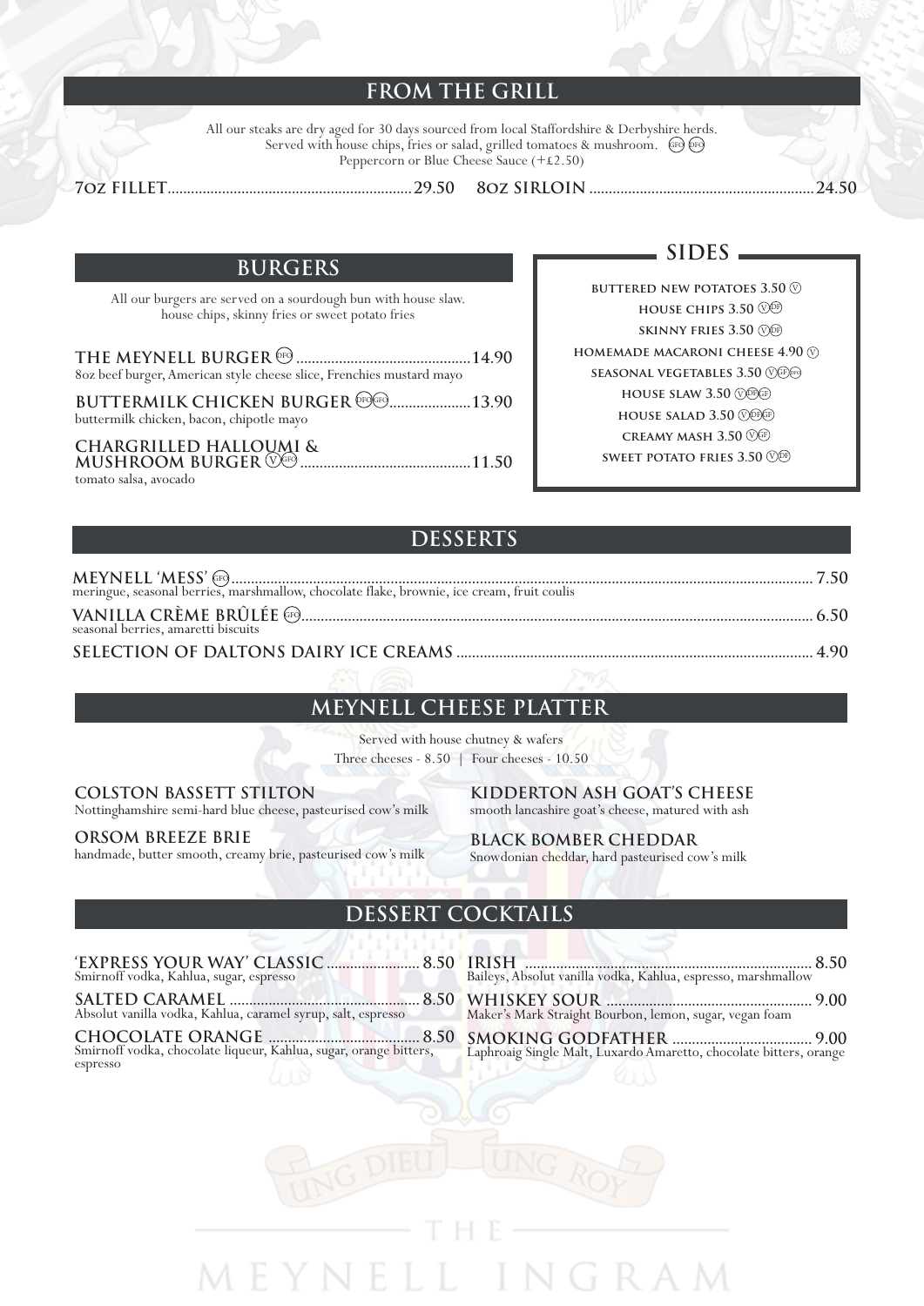## FROM THE GRILL

All our steaks are dry aged for 30 days sourced from local Staffordshire & Derbyshire herds.
Served with house chips, fries or salad, grilled tomatoes & mushroom. (GFO) (DFO)
Peppercorn or Blue Cheese Sauce (+£2.50)

**7OZ FILLET** .......... 29.50

**8OZ SIRLOIN** .......... 24.50

## BURGERS

All our burgers are served on a sourdough bun with house slaw.
house chips, skinny fries or sweet potato fries

**THE MEYNELL BURGER** (DFO) .......... 14.90
8oz beef burger, American style cheese slice, Frenchies mustard mayo

**BUTTERMILK CHICKEN BURGER** (DFO)(GFO) .......... 13.90
buttermilk chicken, bacon, chipotle mayo

**CHARGRILLED HALLOUMI & MUSHROOM BURGER** (V)(GFO) .......... 11.50
tomato salsa, avocado

## SIDES

- BUTTERED NEW POTATOES 3.50 (V)
- HOUSE CHIPS 3.50 (V)(DF)
- SKINNY FRIES 3.50 (V)(DF)
- HOMEMADE MACARONI CHEESE 4.90 (V)
- SEASONAL VEGETABLES 3.50 (V)(GF)(DFO)
- HOUSE SLAW 3.50 (V)(DF)(GF)
- HOUSE SALAD 3.50 (V)(DF)(GF)
- CREAMY MASH 3.50 (V)(GF)
- SWEET POTATO FRIES 3.50 (V)(DF)

## DESSERTS

**MEYNELL 'MESS'** (GFO) .......... 7.50
meringue, seasonal berries, marshmallow, chocolate flake, brownie, ice cream, fruit coulis

**VANILLA CRÈME BRÛLÉE** (GFO) .......... 6.50
seasonal berries, amaretti biscuits

**SELECTION OF DALTONS DAIRY ICE CREAMS** .......... 4.90

## MEYNELL CHEESE PLATTER

Served with house chutney & wafers
Three cheeses - 8.50 | Four cheeses - 10.50

**COLSTON BASSETT STILTON**
Nottinghamshire semi-hard blue cheese, pasteurised cow's milk

**ORSOM BREEZE BRIE**
handmade, butter smooth, creamy brie, pasteurised cow's milk

**KIDDERTON ASH GOAT'S CHEESE**
smooth lancashire goat's cheese, matured with ash

**BLACK BOMBER CHEDDAR**
Snowdonian cheddar, hard pasteurised cow's milk

## DESSERT COCKTAILS

**'EXPRESS YOUR WAY' CLASSIC** .......... 8.50
Smirnoff vodka, Kahlua, sugar, espresso

**SALTED CARAMEL** .......... 8.50
Absolut vanilla vodka, Kahlua, caramel syrup, salt, espresso

**CHOCOLATE ORANGE** .......... 8.50
Smirnoff vodka, chocolate liqueur, Kahlua, sugar, orange bitters, espresso

**IRISH** .......... 8.50
Baileys, Absolut vanilla vodka, Kahlua, espresso, marshmallow

**WHISKEY SOUR** .......... 9.00
Maker's Mark Straight Bourbon, lemon, sugar, vegan foam

**SMOKING GODFATHER** .......... 9.00
Laphroaig Single Malt, Luxardo Amaretto, chocolate bitters, orange

UNG DIEU UNG ROY

THE MEYNELL INGRAM